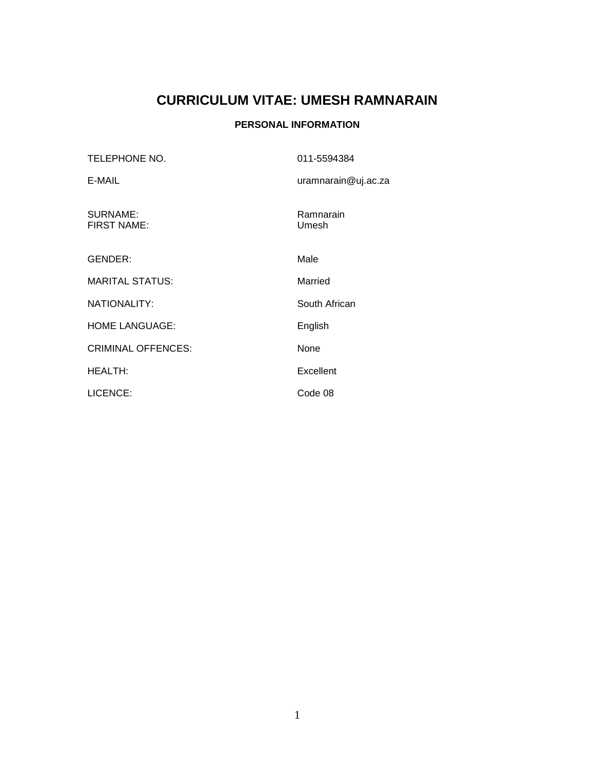# CURRICULUM VITAE: UMESH RAMNARAIN

### PERSONAL INFORMATION

| | |
|---|---|
| TELEPHONE NO. | 011-5594384 |
| E-MAIL | uramnarain@uj.ac.za |
| SURNAME: | Ramnarain |
| FIRST NAME: | Umesh |
| GENDER: | Male |
| MARITAL STATUS: | Married |
| NATIONALITY: | South African |
| HOME LANGUAGE: | English |
| CRIMINAL OFFENCES: | None |
| HEALTH: | Excellent |
| LICENCE: | Code 08 |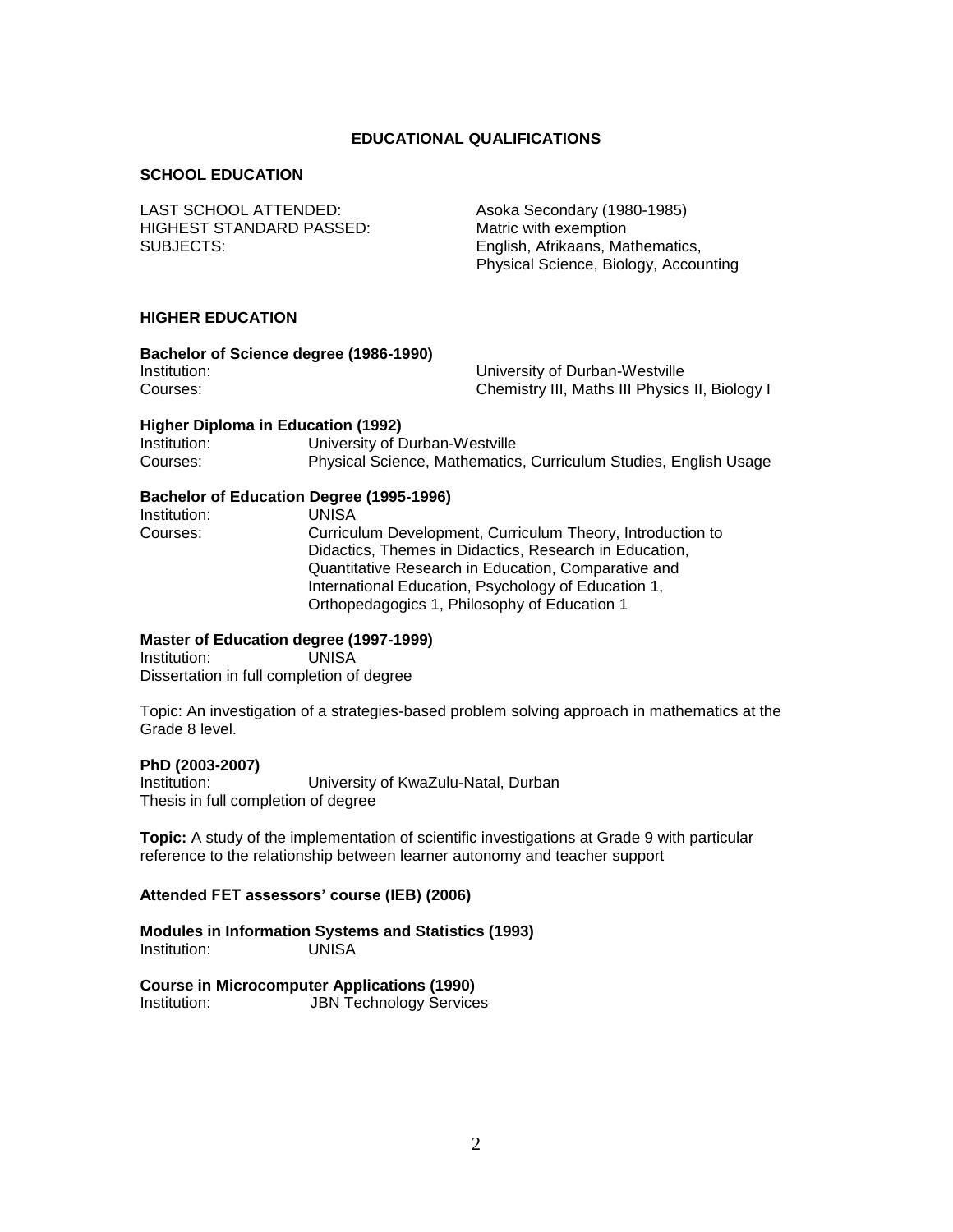# EDUCATIONAL QUALIFICATIONS

## SCHOOL EDUCATION

LAST SCHOOL ATTENDED: Asoka Secondary (1980-1985)
HIGHEST STANDARD PASSED: Matric with exemption
SUBJECTS: English, Afrikaans, Mathematics, Physical Science, Biology, Accounting

## HIGHER EDUCATION

**Bachelor of Science degree (1986-1990)**
Institution: University of Durban-Westville
Courses: Chemistry III, Maths III Physics II, Biology I

**Higher Diploma in Education (1992)**
Institution: University of Durban-Westville
Courses: Physical Science, Mathematics, Curriculum Studies, English Usage

**Bachelor of Education Degree (1995-1996)**
Institution: UNISA
Courses: Curriculum Development, Curriculum Theory, Introduction to Didactics, Themes in Didactics, Research in Education, Quantitative Research in Education, Comparative and International Education, Psychology of Education 1, Orthopedagogics 1, Philosophy of Education 1

**Master of Education degree (1997-1999)**
Institution: UNISA
Dissertation in full completion of degree

Topic: An investigation of a strategies-based problem solving approach in mathematics at the Grade 8 level.

**PhD (2003-2007)**
Institution: University of KwaZulu-Natal, Durban
Thesis in full completion of degree

**Topic:** A study of the implementation of scientific investigations at Grade 9 with particular reference to the relationship between learner autonomy and teacher support

**Attended FET assessors' course (IEB) (2006)**

**Modules in Information Systems and Statistics (1993)**
Institution: UNISA

**Course in Microcomputer Applications (1990)**
Institution: JBN Technology Services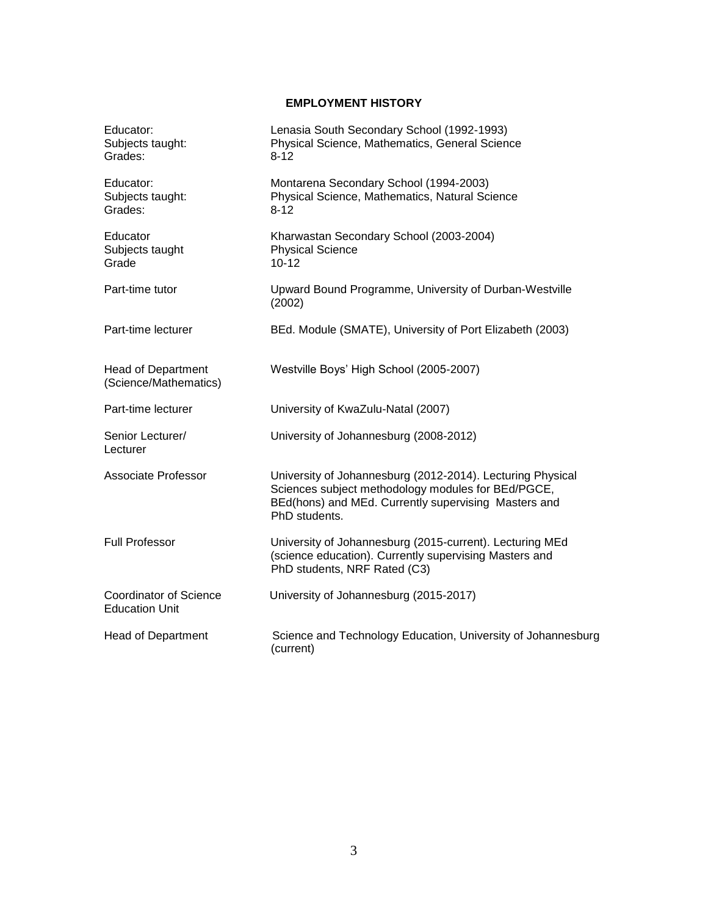## EMPLOYMENT HISTORY

| | |
|---|---|
| Educator: | Lenasia South Secondary School (1992-1993) |
| Subjects taught: | Physical Science, Mathematics, General Science |
| Grades: | 8-12 |
| Educator: | Montarena Secondary School (1994-2003) |
| Subjects taught: | Physical Science, Mathematics, Natural Science |
| Grades: | 8-12 |
| Educator | Kharwastan Secondary School (2003-2004) |
| Subjects taught | Physical Science |
| Grade | 10-12 |
| Part-time tutor | Upward Bound Programme, University of Durban-Westville (2002) |
| Part-time lecturer | BEd. Module (SMATE), University of Port Elizabeth (2003) |
| Head of Department (Science/Mathematics) | Westville Boys' High School (2005-2007) |
| Part-time lecturer | University of KwaZulu-Natal (2007) |
| Senior Lecturer/ Lecturer | University of Johannesburg (2008-2012) |
| Associate Professor | University of Johannesburg (2012-2014). Lecturing Physical Sciences subject methodology modules for BEd/PGCE, BEd(hons) and MEd. Currently supervising Masters and PhD students. |
| Full Professor | University of Johannesburg (2015-current). Lecturing MEd (science education). Currently supervising Masters and PhD students, NRF Rated (C3) |
| Coordinator of Science Education Unit | University of Johannesburg (2015-2017) |
| Head of Department | Science and Technology Education, University of Johannesburg (current) |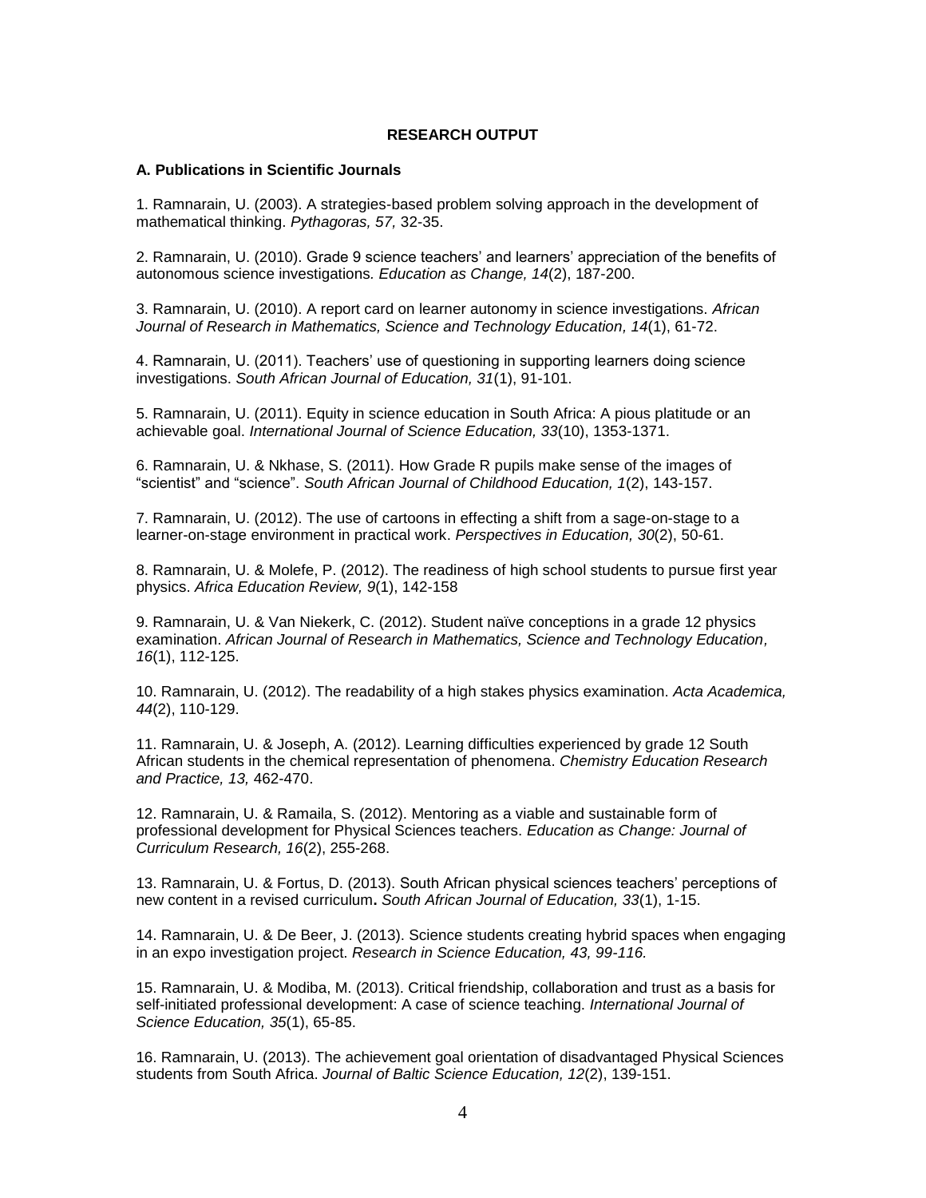**RESEARCH OUTPUT**

**A. Publications in Scientific Journals**

1. Ramnarain, U. (2003). A strategies-based problem solving approach in the development of mathematical thinking. *Pythagoras, 57,* 32-35.

2. Ramnarain, U. (2010). Grade 9 science teachers' and learners' appreciation of the benefits of autonomous science investigations. *Education as Change, 14*(2), 187-200.

3. Ramnarain, U. (2010). A report card on learner autonomy in science investigations. *African Journal of Research in Mathematics, Science and Technology Education, 14*(1), 61-72.

4. Ramnarain, U. (2011). Teachers' use of questioning in supporting learners doing science investigations. *South African Journal of Education, 31*(1), 91-101.

5. Ramnarain, U. (2011). Equity in science education in South Africa: A pious platitude or an achievable goal. *International Journal of Science Education, 33*(10), 1353-1371.

6. Ramnarain, U. & Nkhase, S. (2011). How Grade R pupils make sense of the images of "scientist" and "science". *South African Journal of Childhood Education, 1*(2), 143-157.

7. Ramnarain, U. (2012). The use of cartoons in effecting a shift from a sage-on-stage to a learner-on-stage environment in practical work. *Perspectives in Education, 30*(2), 50-61.

8. Ramnarain, U. & Molefe, P. (2012). The readiness of high school students to pursue first year physics. *Africa Education Review, 9*(1), 142-158

9. Ramnarain, U. & Van Niekerk, C. (2012). Student naïve conceptions in a grade 12 physics examination. *African Journal of Research in Mathematics, Science and Technology Education, 16*(1), 112-125.

10. Ramnarain, U. (2012). The readability of a high stakes physics examination. *Acta Academica, 44*(2), 110-129.

11. Ramnarain, U. & Joseph, A. (2012). Learning difficulties experienced by grade 12 South African students in the chemical representation of phenomena. *Chemistry Education Research and Practice, 13,* 462-470.

12. Ramnarain, U. & Ramaila, S. (2012). Mentoring as a viable and sustainable form of professional development for Physical Sciences teachers. *Education as Change: Journal of Curriculum Research, 16*(2), 255-268.

13. Ramnarain, U. & Fortus, D. (2013). South African physical sciences teachers' perceptions of new content in a revised curriculum**.** *South African Journal of Education, 33*(1), 1-15.

14. Ramnarain, U. & De Beer, J. (2013). Science students creating hybrid spaces when engaging in an expo investigation project. *Research in Science Education, 43, 99-116.*

15. Ramnarain, U. & Modiba, M. (2013). Critical friendship, collaboration and trust as a basis for self-initiated professional development: A case of science teaching. *International Journal of Science Education, 35*(1), 65-85.

16. Ramnarain, U. (2013). The achievement goal orientation of disadvantaged Physical Sciences students from South Africa. *Journal of Baltic Science Education, 12*(2), 139-151.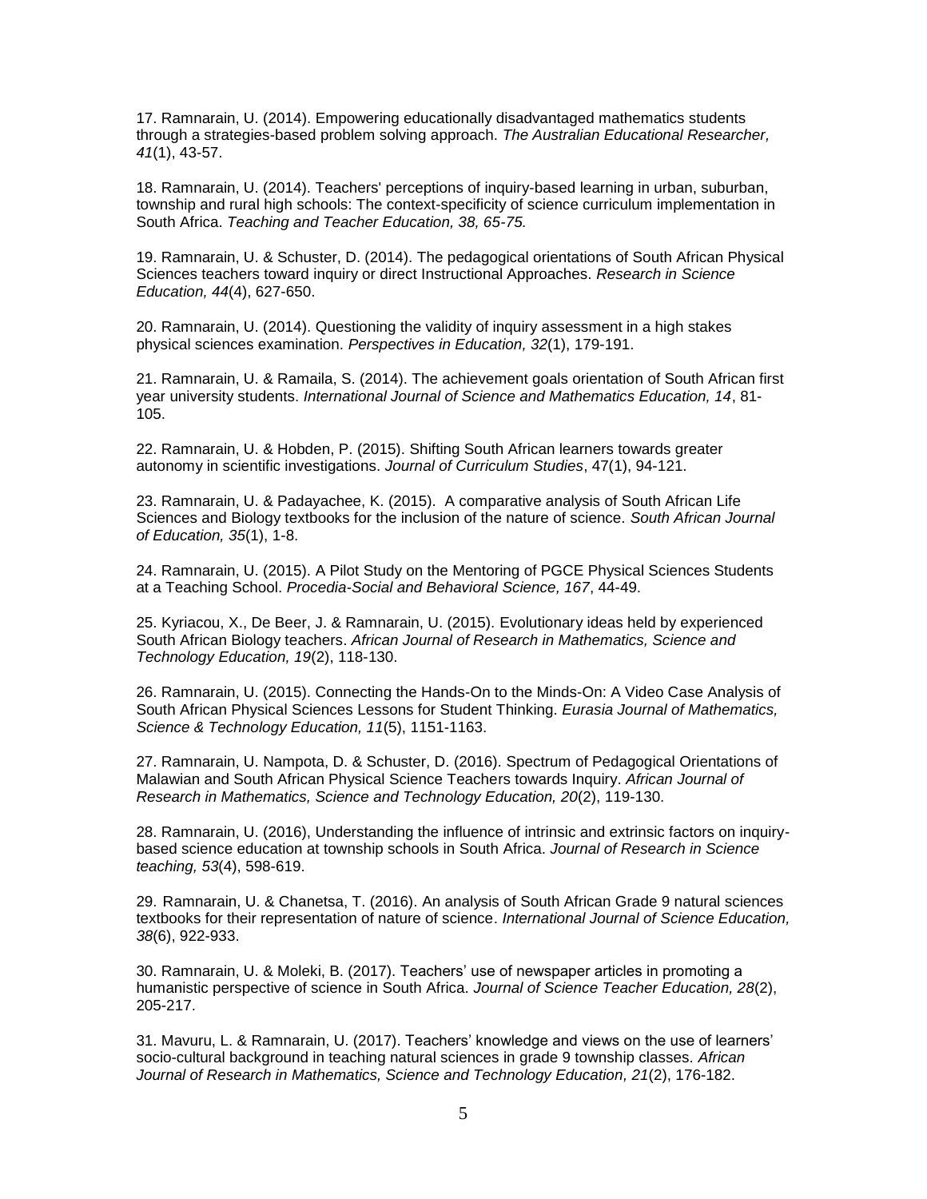17. Ramnarain, U. (2014). Empowering educationally disadvantaged mathematics students through a strategies-based problem solving approach. *The Australian Educational Researcher, 41*(1), 43-57.

18. Ramnarain, U. (2014). Teachers' perceptions of inquiry-based learning in urban, suburban, township and rural high schools: The context-specificity of science curriculum implementation in South Africa. *Teaching and Teacher Education, 38, 65-75.*

19. Ramnarain, U. & Schuster, D. (2014). The pedagogical orientations of South African Physical Sciences teachers toward inquiry or direct Instructional Approaches. *Research in Science Education, 44*(4), 627-650.

20. Ramnarain, U. (2014). Questioning the validity of inquiry assessment in a high stakes physical sciences examination. *Perspectives in Education, 32*(1), 179-191.

21. Ramnarain, U. & Ramaila, S. (2014). The achievement goals orientation of South African first year university students. *International Journal of Science and Mathematics Education, 14*, 81-105.

22. Ramnarain, U. & Hobden, P. (2015). Shifting South African learners towards greater autonomy in scientific investigations. *Journal of Curriculum Studies*, 47(1), 94-121.

23. Ramnarain, U. & Padayachee, K. (2015). A comparative analysis of South African Life Sciences and Biology textbooks for the inclusion of the nature of science. *South African Journal of Education, 35*(1), 1-8.

24. Ramnarain, U. (2015). A Pilot Study on the Mentoring of PGCE Physical Sciences Students at a Teaching School. *Procedia-Social and Behavioral Science, 167*, 44-49.

25. Kyriacou, X., De Beer, J. & Ramnarain, U. (2015). Evolutionary ideas held by experienced South African Biology teachers. *African Journal of Research in Mathematics, Science and Technology Education, 19*(2), 118-130.

26. Ramnarain, U. (2015). Connecting the Hands-On to the Minds-On: A Video Case Analysis of South African Physical Sciences Lessons for Student Thinking. *Eurasia Journal of Mathematics, Science & Technology Education, 11*(5), 1151-1163.

27. Ramnarain, U. Nampota, D. & Schuster, D. (2016). Spectrum of Pedagogical Orientations of Malawian and South African Physical Science Teachers towards Inquiry. *African Journal of Research in Mathematics, Science and Technology Education, 20*(2), 119-130.

28. Ramnarain, U. (2016), Understanding the influence of intrinsic and extrinsic factors on inquiry-based science education at township schools in South Africa. *Journal of Research in Science teaching, 53*(4), 598-619.

29. Ramnarain, U. & Chanetsa, T. (2016). An analysis of South African Grade 9 natural sciences textbooks for their representation of nature of science. *International Journal of Science Education, 38*(6), 922-933.

30. Ramnarain, U. & Moleki, B. (2017). Teachers' use of newspaper articles in promoting a humanistic perspective of science in South Africa. *Journal of Science Teacher Education, 28*(2), 205-217.

31. Mavuru, L. & Ramnarain, U. (2017). Teachers' knowledge and views on the use of learners' socio-cultural background in teaching natural sciences in grade 9 township classes. *African Journal of Research in Mathematics, Science and Technology Education, 21*(2), 176-182.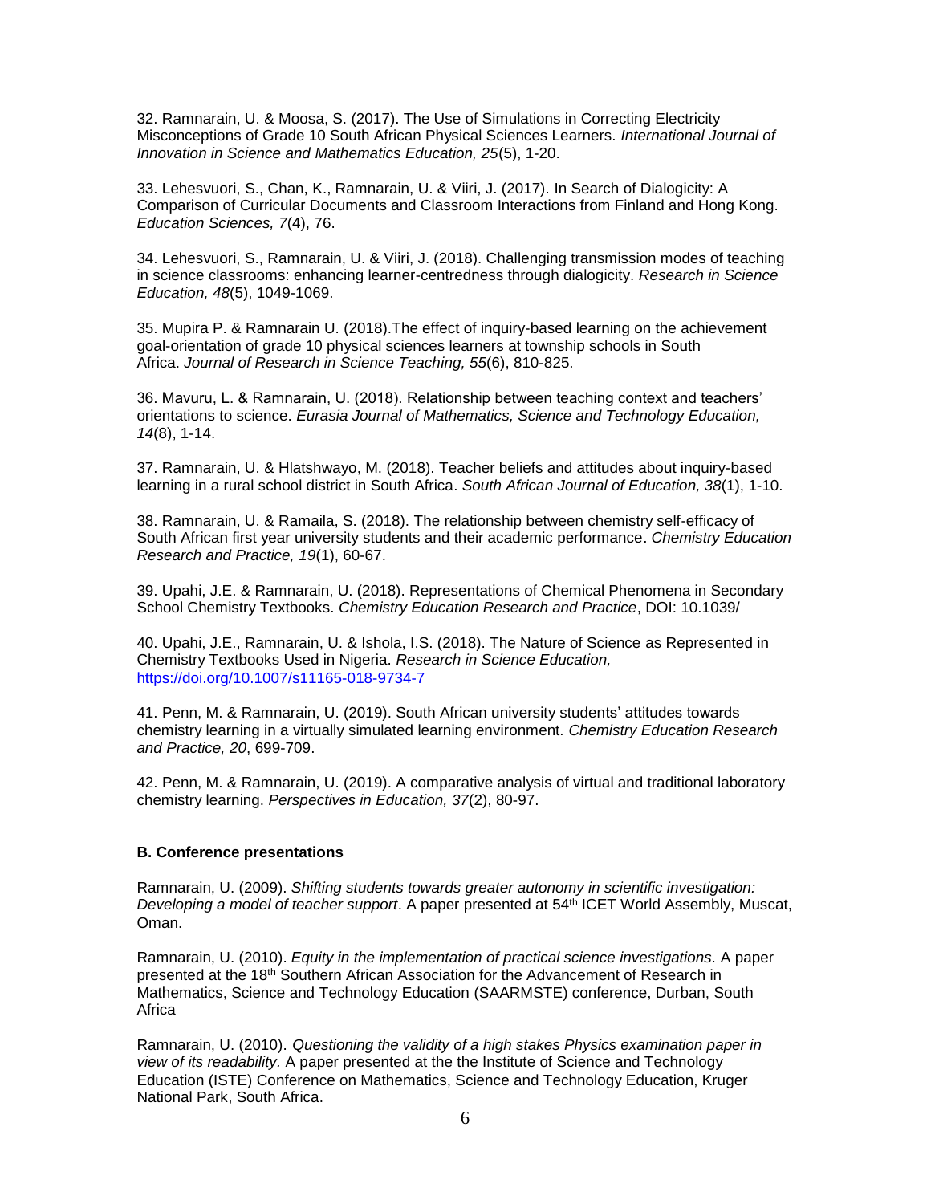32. Ramnarain, U. & Moosa, S. (2017). The Use of Simulations in Correcting Electricity Misconceptions of Grade 10 South African Physical Sciences Learners. *International Journal of Innovation in Science and Mathematics Education, 25*(5), 1-20.

33. Lehesvuori, S., Chan, K., Ramnarain, U. & Viiri, J. (2017). In Search of Dialogicity: A Comparison of Curricular Documents and Classroom Interactions from Finland and Hong Kong. *Education Sciences, 7*(4), 76.

34. Lehesvuori, S., Ramnarain, U. & Viiri, J. (2018). Challenging transmission modes of teaching in science classrooms: enhancing learner-centredness through dialogicity. *Research in Science Education, 48*(5), 1049-1069.

35. Mupira P. & Ramnarain U. (2018).The effect of inquiry-based learning on the achievement goal-orientation of grade 10 physical sciences learners at township schools in South Africa. *Journal of Research in Science Teaching, 55*(6), 810-825.

36. Mavuru, L. & Ramnarain, U. (2018). Relationship between teaching context and teachers' orientations to science. *Eurasia Journal of Mathematics, Science and Technology Education, 14*(8), 1-14.

37. Ramnarain, U. & Hlatshwayo, M. (2018). Teacher beliefs and attitudes about inquiry-based learning in a rural school district in South Africa. *South African Journal of Education, 38*(1), 1-10.

38. Ramnarain, U. & Ramaila, S. (2018). The relationship between chemistry self-efficacy of South African first year university students and their academic performance. *Chemistry Education Research and Practice, 19*(1), 60-67.

39. Upahi, J.E. & Ramnarain, U. (2018). Representations of Chemical Phenomena in Secondary School Chemistry Textbooks. *Chemistry Education Research and Practice*, DOI: 10.1039/

40. Upahi, J.E., Ramnarain, U. & Ishola, I.S. (2018). The Nature of Science as Represented in Chemistry Textbooks Used in Nigeria. *Research in Science Education,* https://doi.org/10.1007/s11165-018-9734-7

41. Penn, M. & Ramnarain, U. (2019). South African university students' attitudes towards chemistry learning in a virtually simulated learning environment. *Chemistry Education Research and Practice, 20*, 699-709.

42. Penn, M. & Ramnarain, U. (2019). A comparative analysis of virtual and traditional laboratory chemistry learning. *Perspectives in Education, 37*(2), 80-97.

**B. Conference presentations**

Ramnarain, U. (2009). *Shifting students towards greater autonomy in scientific investigation: Developing a model of teacher support*. A paper presented at 54th ICET World Assembly, Muscat, Oman.

Ramnarain, U. (2010). *Equity in the implementation of practical science investigations.* A paper presented at the 18th Southern African Association for the Advancement of Research in Mathematics, Science and Technology Education (SAARMSTE) conference, Durban, South Africa

Ramnarain, U. (2010). *Questioning the validity of a high stakes Physics examination paper in view of its readability.* A paper presented at the the Institute of Science and Technology Education (ISTE) Conference on Mathematics, Science and Technology Education, Kruger National Park, South Africa.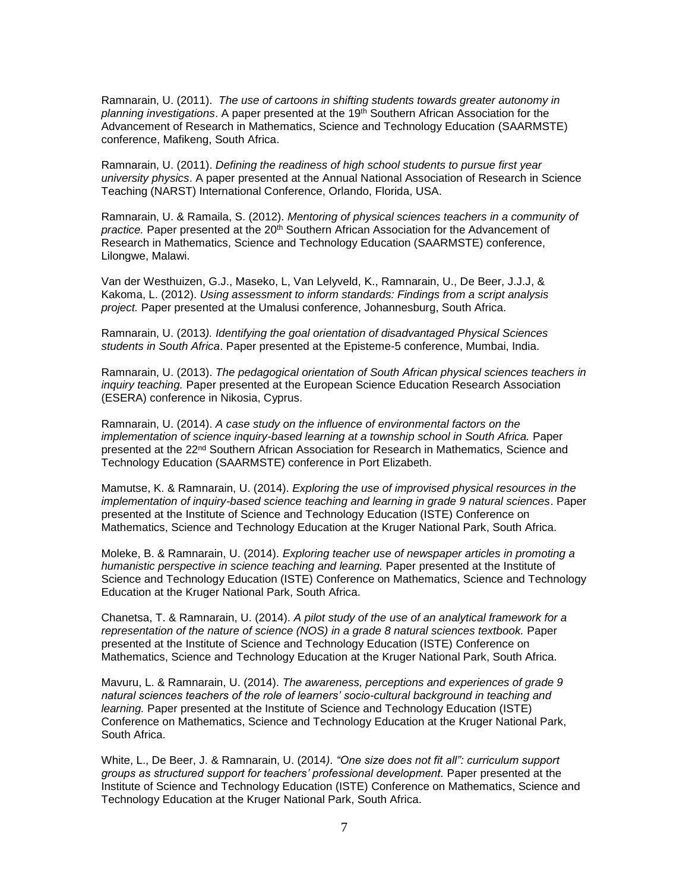Ramnarain, U. (2011). *The use of cartoons in shifting students towards greater autonomy in planning investigations*. A paper presented at the 19th Southern African Association for the Advancement of Research in Mathematics, Science and Technology Education (SAARMSTE) conference, Mafikeng, South Africa.

Ramnarain, U. (2011). *Defining the readiness of high school students to pursue first year university physics*. A paper presented at the Annual National Association of Research in Science Teaching (NARST) International Conference, Orlando, Florida, USA.

Ramnarain, U. & Ramaila, S. (2012). *Mentoring of physical sciences teachers in a community of practice.* Paper presented at the 20th Southern African Association for the Advancement of Research in Mathematics, Science and Technology Education (SAARMSTE) conference, Lilongwe, Malawi.

Van der Westhuizen, G.J., Maseko, L, Van Lelyveld, K., Ramnarain, U., De Beer, J.J.J, & Kakoma, L. (2012). *Using assessment to inform standards: Findings from a script analysis project.* Paper presented at the Umalusi conference, Johannesburg, South Africa.

Ramnarain, U. (2013*). Identifying the goal orientation of disadvantaged Physical Sciences students in South Africa*. Paper presented at the Episteme-5 conference, Mumbai, India.

Ramnarain, U. (2013). *The pedagogical orientation of South African physical sciences teachers in inquiry teaching.* Paper presented at the European Science Education Research Association (ESERA) conference in Nikosia, Cyprus.

Ramnarain, U. (2014). *A case study on the influence of environmental factors on the implementation of science inquiry-based learning at a township school in South Africa.* Paper presented at the 22nd Southern African Association for Research in Mathematics, Science and Technology Education (SAARMSTE) conference in Port Elizabeth.

Mamutse, K. & Ramnarain, U. (2014). *Exploring the use of improvised physical resources in the implementation of inquiry-based science teaching and learning in grade 9 natural sciences*. Paper presented at the Institute of Science and Technology Education (ISTE) Conference on Mathematics, Science and Technology Education at the Kruger National Park, South Africa.

Moleke, B. & Ramnarain, U. (2014). *Exploring teacher use of newspaper articles in promoting a humanistic perspective in science teaching and learning.* Paper presented at the Institute of Science and Technology Education (ISTE) Conference on Mathematics, Science and Technology Education at the Kruger National Park, South Africa.

Chanetsa, T. & Ramnarain, U. (2014). *A pilot study of the use of an analytical framework for a representation of the nature of science (NOS) in a grade 8 natural sciences textbook.* Paper presented at the Institute of Science and Technology Education (ISTE) Conference on Mathematics, Science and Technology Education at the Kruger National Park, South Africa.

Mavuru, L. & Ramnarain, U. (2014). *The awareness, perceptions and experiences of grade 9 natural sciences teachers of the role of learners' socio-cultural background in teaching and learning.* Paper presented at the Institute of Science and Technology Education (ISTE) Conference on Mathematics, Science and Technology Education at the Kruger National Park, South Africa.

White, L., De Beer, J. & Ramnarain, U. (2014*). "One size does not fit all": curriculum support groups as structured support for teachers' professional development.* Paper presented at the Institute of Science and Technology Education (ISTE) Conference on Mathematics, Science and Technology Education at the Kruger National Park, South Africa.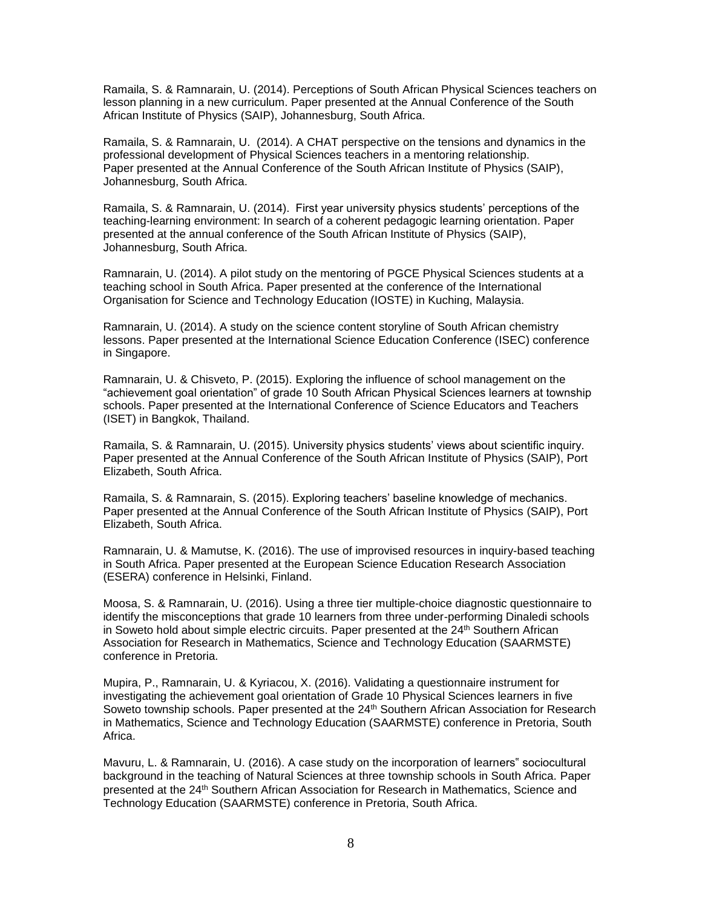Ramaila, S. & Ramnarain, U. (2014). Perceptions of South African Physical Sciences teachers on lesson planning in a new curriculum. Paper presented at the Annual Conference of the South African Institute of Physics (SAIP), Johannesburg, South Africa.

Ramaila, S. & Ramnarain, U. (2014). A CHAT perspective on the tensions and dynamics in the professional development of Physical Sciences teachers in a mentoring relationship. Paper presented at the Annual Conference of the South African Institute of Physics (SAIP), Johannesburg, South Africa.

Ramaila, S. & Ramnarain, U. (2014). First year university physics students' perceptions of the teaching-learning environment: In search of a coherent pedagogic learning orientation. Paper presented at the annual conference of the South African Institute of Physics (SAIP), Johannesburg, South Africa.

Ramnarain, U. (2014). A pilot study on the mentoring of PGCE Physical Sciences students at a teaching school in South Africa. Paper presented at the conference of the International Organisation for Science and Technology Education (IOSTE) in Kuching, Malaysia.

Ramnarain, U. (2014). A study on the science content storyline of South African chemistry lessons. Paper presented at the International Science Education Conference (ISEC) conference in Singapore.

Ramnarain, U. & Chisveto, P. (2015). Exploring the influence of school management on the "achievement goal orientation" of grade 10 South African Physical Sciences learners at township schools. Paper presented at the International Conference of Science Educators and Teachers (ISET) in Bangkok, Thailand.

Ramaila, S. & Ramnarain, U. (2015). University physics students' views about scientific inquiry. Paper presented at the Annual Conference of the South African Institute of Physics (SAIP), Port Elizabeth, South Africa.

Ramaila, S. & Ramnarain, S. (2015). Exploring teachers' baseline knowledge of mechanics. Paper presented at the Annual Conference of the South African Institute of Physics (SAIP), Port Elizabeth, South Africa.

Ramnarain, U. & Mamutse, K. (2016). The use of improvised resources in inquiry-based teaching in South Africa. Paper presented at the European Science Education Research Association (ESERA) conference in Helsinki, Finland.

Moosa, S. & Ramnarain, U. (2016). Using a three tier multiple-choice diagnostic questionnaire to identify the misconceptions that grade 10 learners from three under-performing Dinaledi schools in Soweto hold about simple electric circuits. Paper presented at the 24th Southern African Association for Research in Mathematics, Science and Technology Education (SAARMSTE) conference in Pretoria.

Mupira, P., Ramnarain, U. & Kyriacou, X. (2016). Validating a questionnaire instrument for investigating the achievement goal orientation of Grade 10 Physical Sciences learners in five Soweto township schools. Paper presented at the 24th Southern African Association for Research in Mathematics, Science and Technology Education (SAARMSTE) conference in Pretoria, South Africa.

Mavuru, L. & Ramnarain, U. (2016). A case study on the incorporation of learners" sociocultural background in the teaching of Natural Sciences at three township schools in South Africa. Paper presented at the 24th Southern African Association for Research in Mathematics, Science and Technology Education (SAARMSTE) conference in Pretoria, South Africa.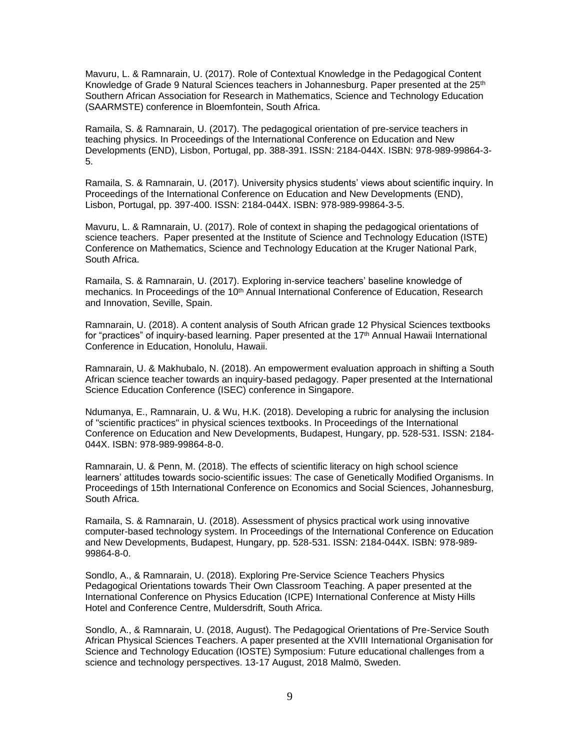Mavuru, L. & Ramnarain, U. (2017). Role of Contextual Knowledge in the Pedagogical Content Knowledge of Grade 9 Natural Sciences teachers in Johannesburg. Paper presented at the 25th Southern African Association for Research in Mathematics, Science and Technology Education (SAARMSTE) conference in Bloemfontein, South Africa.

Ramaila, S. & Ramnarain, U. (2017). The pedagogical orientation of pre-service teachers in teaching physics. In Proceedings of the International Conference on Education and New Developments (END), Lisbon, Portugal, pp. 388-391. ISSN: 2184-044X. ISBN: 978-989-99864-3-5.

Ramaila, S. & Ramnarain, U. (2017). University physics students' views about scientific inquiry. In Proceedings of the International Conference on Education and New Developments (END), Lisbon, Portugal, pp. 397-400. ISSN: 2184-044X. ISBN: 978-989-99864-3-5.

Mavuru, L. & Ramnarain, U. (2017). Role of context in shaping the pedagogical orientations of science teachers. Paper presented at the Institute of Science and Technology Education (ISTE) Conference on Mathematics, Science and Technology Education at the Kruger National Park, South Africa.

Ramaila, S. & Ramnarain, U. (2017). Exploring in-service teachers' baseline knowledge of mechanics. In Proceedings of the 10th Annual International Conference of Education, Research and Innovation, Seville, Spain.

Ramnarain, U. (2018). A content analysis of South African grade 12 Physical Sciences textbooks for "practices" of inquiry-based learning. Paper presented at the 17th Annual Hawaii International Conference in Education, Honolulu, Hawaii.

Ramnarain, U. & Makhubalo, N. (2018). An empowerment evaluation approach in shifting a South African science teacher towards an inquiry-based pedagogy. Paper presented at the International Science Education Conference (ISEC) conference in Singapore.

Ndumanya, E., Ramnarain, U. & Wu, H.K. (2018). Developing a rubric for analysing the inclusion of "scientific practices" in physical sciences textbooks. In Proceedings of the International Conference on Education and New Developments, Budapest, Hungary, pp. 528-531. ISSN: 2184-044X. ISBN: 978-989-99864-8-0.

Ramnarain, U. & Penn, M. (2018). The effects of scientific literacy on high school science learners' attitudes towards socio-scientific issues: The case of Genetically Modified Organisms. In Proceedings of 15th International Conference on Economics and Social Sciences, Johannesburg, South Africa.

Ramaila, S. & Ramnarain, U. (2018). Assessment of physics practical work using innovative computer-based technology system. In Proceedings of the International Conference on Education and New Developments, Budapest, Hungary, pp. 528-531. ISSN: 2184-044X. ISBN: 978-989-99864-8-0.

Sondlo, A., & Ramnarain, U. (2018). Exploring Pre-Service Science Teachers Physics Pedagogical Orientations towards Their Own Classroom Teaching. A paper presented at the International Conference on Physics Education (ICPE) International Conference at Misty Hills Hotel and Conference Centre, Muldersdrift, South Africa.

Sondlo, A., & Ramnarain, U. (2018, August). The Pedagogical Orientations of Pre-Service South African Physical Sciences Teachers. A paper presented at the XVIII International Organisation for Science and Technology Education (IOSTE) Symposium: Future educational challenges from a science and technology perspectives. 13-17 August, 2018 Malmö, Sweden.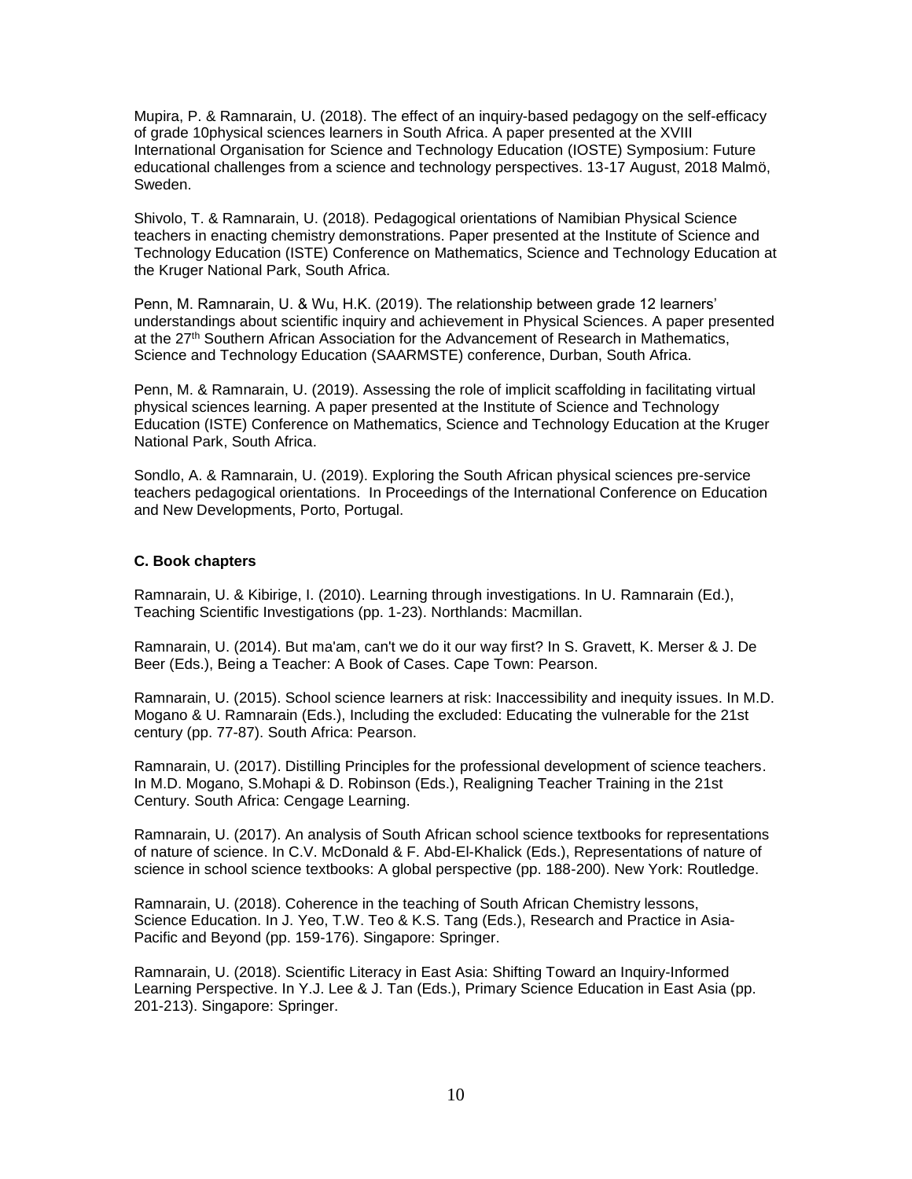Mupira, P. & Ramnarain, U. (2018). The effect of an inquiry-based pedagogy on the self-efficacy of grade 10physical sciences learners in South Africa. A paper presented at the XVIII International Organisation for Science and Technology Education (IOSTE) Symposium: Future educational challenges from a science and technology perspectives. 13-17 August, 2018 Malmö, Sweden.

Shivolo, T. & Ramnarain, U. (2018). Pedagogical orientations of Namibian Physical Science teachers in enacting chemistry demonstrations. Paper presented at the Institute of Science and Technology Education (ISTE) Conference on Mathematics, Science and Technology Education at the Kruger National Park, South Africa.

Penn, M. Ramnarain, U. & Wu, H.K. (2019). The relationship between grade 12 learners' understandings about scientific inquiry and achievement in Physical Sciences. A paper presented at the 27th Southern African Association for the Advancement of Research in Mathematics, Science and Technology Education (SAARMSTE) conference, Durban, South Africa.

Penn, M. & Ramnarain, U. (2019). Assessing the role of implicit scaffolding in facilitating virtual physical sciences learning. A paper presented at the Institute of Science and Technology Education (ISTE) Conference on Mathematics, Science and Technology Education at the Kruger National Park, South Africa.

Sondlo, A. & Ramnarain, U. (2019). Exploring the South African physical sciences pre-service teachers pedagogical orientations. In Proceedings of the International Conference on Education and New Developments, Porto, Portugal.

**C. Book chapters**

Ramnarain, U. & Kibirige, I. (2010). Learning through investigations. In U. Ramnarain (Ed.), Teaching Scientific Investigations (pp. 1-23). Northlands: Macmillan.

Ramnarain, U. (2014). But ma'am, can't we do it our way first? In S. Gravett, K. Merser & J. De Beer (Eds.), Being a Teacher: A Book of Cases. Cape Town: Pearson.

Ramnarain, U. (2015). School science learners at risk: Inaccessibility and inequity issues. In M.D. Mogano & U. Ramnarain (Eds.), Including the excluded: Educating the vulnerable for the 21st century (pp. 77-87). South Africa: Pearson.

Ramnarain, U. (2017). Distilling Principles for the professional development of science teachers. In M.D. Mogano, S.Mohapi & D. Robinson (Eds.), Realigning Teacher Training in the 21st Century. South Africa: Cengage Learning.

Ramnarain, U. (2017). An analysis of South African school science textbooks for representations of nature of science. In C.V. McDonald & F. Abd-El-Khalick (Eds.), Representations of nature of science in school science textbooks: A global perspective (pp. 188-200). New York: Routledge.

Ramnarain, U. (2018). Coherence in the teaching of South African Chemistry lessons, Science Education. In J. Yeo, T.W. Teo & K.S. Tang (Eds.), Research and Practice in Asia-Pacific and Beyond (pp. 159-176). Singapore: Springer.

Ramnarain, U. (2018). Scientific Literacy in East Asia: Shifting Toward an Inquiry-Informed Learning Perspective. In Y.J. Lee & J. Tan (Eds.), Primary Science Education in East Asia (pp. 201-213). Singapore: Springer.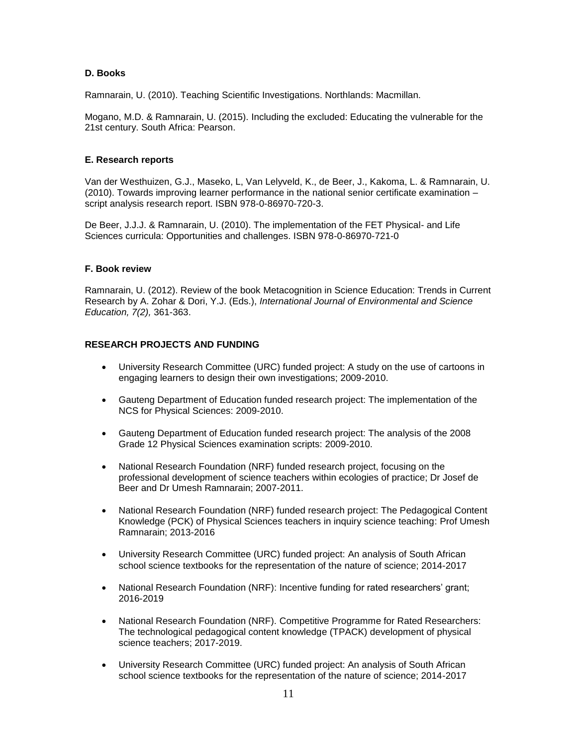**D. Books**

Ramnarain, U. (2010). Teaching Scientific Investigations. Northlands: Macmillan.

Mogano, M.D. & Ramnarain, U. (2015). Including the excluded: Educating the vulnerable for the 21st century. South Africa: Pearson.

**E. Research reports**

Van der Westhuizen, G.J., Maseko, L, Van Lelyveld, K., de Beer, J., Kakoma, L. & Ramnarain, U. (2010). Towards improving learner performance in the national senior certificate examination – script analysis research report. ISBN 978-0-86970-720-3.

De Beer, J.J.J. & Ramnarain, U. (2010). The implementation of the FET Physical- and Life Sciences curricula: Opportunities and challenges. ISBN 978-0-86970-721-0

**F. Book review**

Ramnarain, U. (2012). Review of the book Metacognition in Science Education: Trends in Current Research by A. Zohar & Dori, Y.J. (Eds.), *International Journal of Environmental and Science Education, 7(2),* 361-363.

**RESEARCH PROJECTS AND FUNDING**

- University Research Committee (URC) funded project: A study on the use of cartoons in engaging learners to design their own investigations; 2009-2010.
- Gauteng Department of Education funded research project: The implementation of the NCS for Physical Sciences: 2009-2010.
- Gauteng Department of Education funded research project: The analysis of the 2008 Grade 12 Physical Sciences examination scripts: 2009-2010.
- National Research Foundation (NRF) funded research project, focusing on the professional development of science teachers within ecologies of practice; Dr Josef de Beer and Dr Umesh Ramnarain; 2007-2011.
- National Research Foundation (NRF) funded research project: The Pedagogical Content Knowledge (PCK) of Physical Sciences teachers in inquiry science teaching: Prof Umesh Ramnarain; 2013-2016
- University Research Committee (URC) funded project: An analysis of South African school science textbooks for the representation of the nature of science; 2014-2017
- National Research Foundation (NRF): Incentive funding for rated researchers' grant; 2016-2019
- National Research Foundation (NRF). Competitive Programme for Rated Researchers: The technological pedagogical content knowledge (TPACK) development of physical science teachers; 2017-2019.
- University Research Committee (URC) funded project: An analysis of South African school science textbooks for the representation of the nature of science; 2014-2017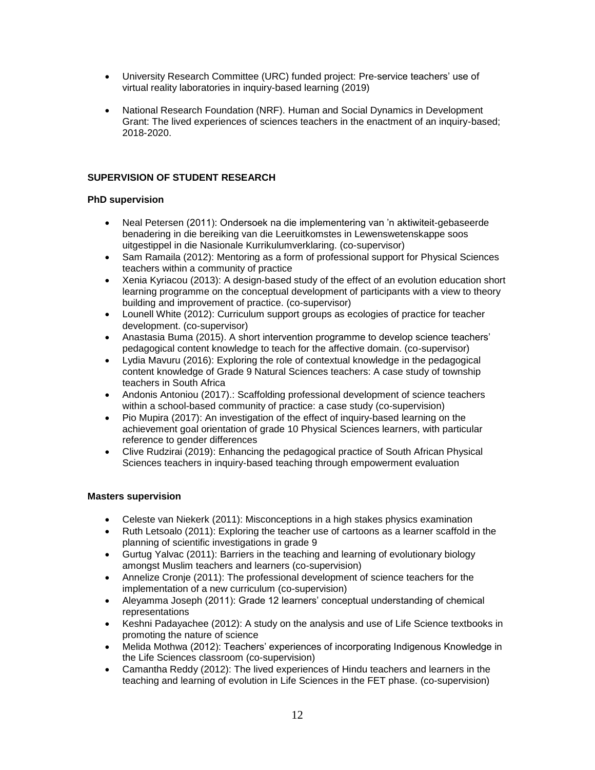- University Research Committee (URC) funded project: Pre-service teachers' use of virtual reality laboratories in inquiry-based learning (2019)

- National Research Foundation (NRF). Human and Social Dynamics in Development Grant: The lived experiences of sciences teachers in the enactment of an inquiry-based; 2018-2020.

## SUPERVISION OF STUDENT RESEARCH

### PhD supervision

- Neal Petersen (2011): Ondersoek na die implementering van 'n aktiwiteit-gebaseerde benadering in die bereiking van die Leeruitkomstes in Lewenswetenskappe soos uitgestippel in die Nasionale Kurrikulumverklaring. (co-supervisor)
- Sam Ramaila (2012): Mentoring as a form of professional support for Physical Sciences teachers within a community of practice
- Xenia Kyriacou (2013): A design-based study of the effect of an evolution education short learning programme on the conceptual development of participants with a view to theory building and improvement of practice. (co-supervisor)
- Lounell White (2012): Curriculum support groups as ecologies of practice for teacher development. (co-supervisor)
- Anastasia Buma (2015). A short intervention programme to develop science teachers' pedagogical content knowledge to teach for the affective domain. (co-supervisor)
- Lydia Mavuru (2016): Exploring the role of contextual knowledge in the pedagogical content knowledge of Grade 9 Natural Sciences teachers: A case study of township teachers in South Africa
- Andonis Antoniou (2017).: Scaffolding professional development of science teachers within a school-based community of practice: a case study (co-supervision)
- Pio Mupira (2017): An investigation of the effect of inquiry-based learning on the achievement goal orientation of grade 10 Physical Sciences learners, with particular reference to gender differences
- Clive Rudzirai (2019): Enhancing the pedagogical practice of South African Physical Sciences teachers in inquiry-based teaching through empowerment evaluation

### Masters supervision

- Celeste van Niekerk (2011): Misconceptions in a high stakes physics examination
- Ruth Letsoalo (2011): Exploring the teacher use of cartoons as a learner scaffold in the planning of scientific investigations in grade 9
- Gurtug Yalvac (2011): Barriers in the teaching and learning of evolutionary biology amongst Muslim teachers and learners (co-supervision)
- Annelize Cronje (2011): The professional development of science teachers for the implementation of a new curriculum (co-supervision)
- Aleyamma Joseph (2011): Grade 12 learners' conceptual understanding of chemical representations
- Keshni Padayachee (2012): A study on the analysis and use of Life Science textbooks in promoting the nature of science
- Melida Mothwa (2012): Teachers' experiences of incorporating Indigenous Knowledge in the Life Sciences classroom (co-supervision)
- Camantha Reddy (2012): The lived experiences of Hindu teachers and learners in the teaching and learning of evolution in Life Sciences in the FET phase. (co-supervision)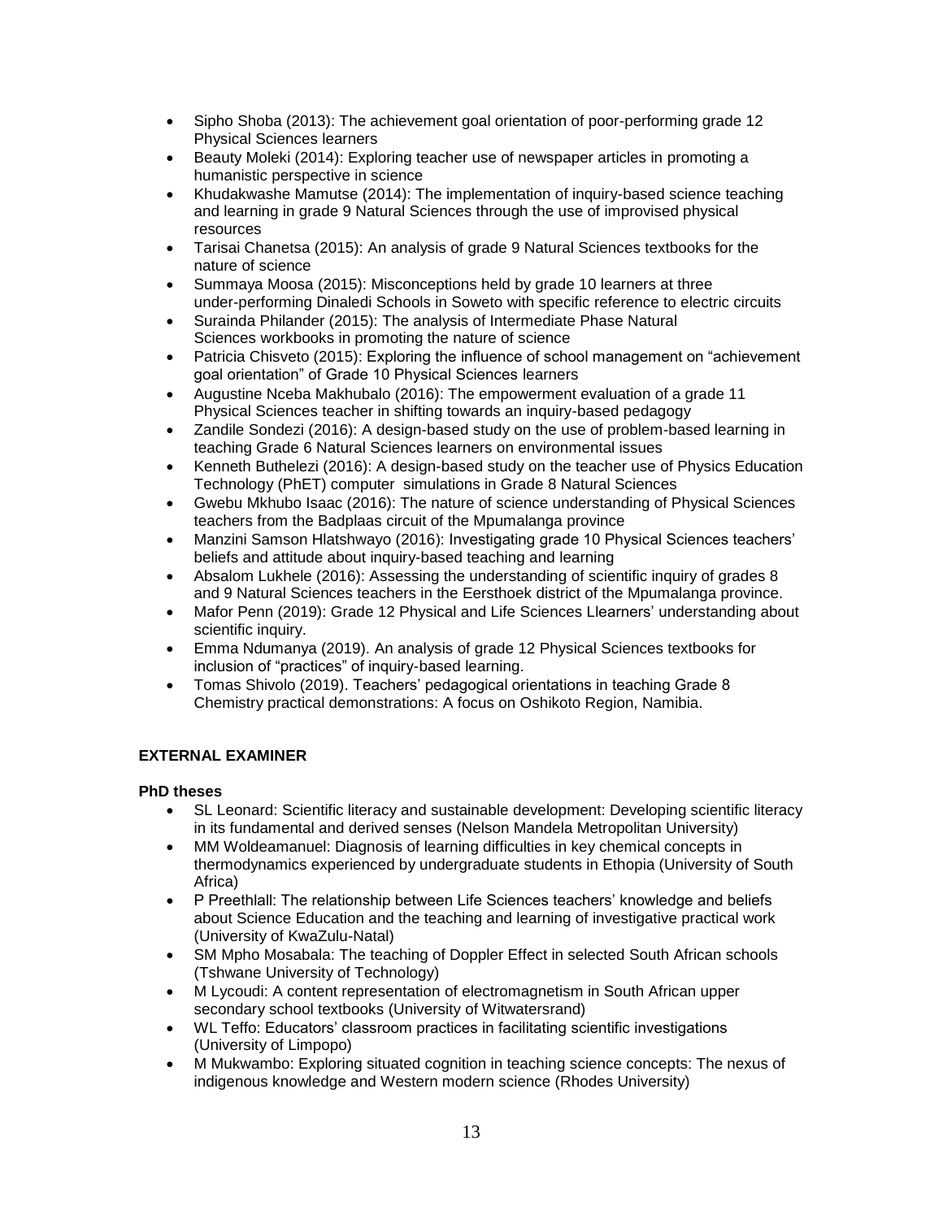- Sipho Shoba (2013): The achievement goal orientation of poor-performing grade 12 Physical Sciences learners
- Beauty Moleki (2014): Exploring teacher use of newspaper articles in promoting a humanistic perspective in science
- Khudakwashe Mamutse (2014): The implementation of inquiry-based science teaching and learning in grade 9 Natural Sciences through the use of improvised physical resources
- Tarisai Chanetsa (2015): An analysis of grade 9 Natural Sciences textbooks for the nature of science
- Summaya Moosa (2015): Misconceptions held by grade 10 learners at three under-performing Dinaledi Schools in Soweto with specific reference to electric circuits
- Surainda Philander (2015): The analysis of Intermediate Phase Natural Sciences workbooks in promoting the nature of science
- Patricia Chisveto (2015): Exploring the influence of school management on "achievement goal orientation" of Grade 10 Physical Sciences learners
- Augustine Nceba Makhubalo (2016): The empowerment evaluation of a grade 11 Physical Sciences teacher in shifting towards an inquiry-based pedagogy
- Zandile Sondezi (2016): A design-based study on the use of problem-based learning in teaching Grade 6 Natural Sciences learners on environmental issues
- Kenneth Buthelezi (2016): A design-based study on the teacher use of Physics Education Technology (PhET) computer simulations in Grade 8 Natural Sciences
- Gwebu Mkhubo Isaac (2016): The nature of science understanding of Physical Sciences teachers from the Badplaas circuit of the Mpumalanga province
- Manzini Samson Hlatshwayo (2016): Investigating grade 10 Physical Sciences teachers' beliefs and attitude about inquiry-based teaching and learning
- Absalom Lukhele (2016): Assessing the understanding of scientific inquiry of grades 8 and 9 Natural Sciences teachers in the Eersthoek district of the Mpumalanga province.
- Mafor Penn (2019): Grade 12 Physical and Life Sciences Llearners' understanding about scientific inquiry.
- Emma Ndumanya (2019). An analysis of grade 12 Physical Sciences textbooks for inclusion of "practices" of inquiry-based learning.
- Tomas Shivolo (2019). Teachers' pedagogical orientations in teaching Grade 8 Chemistry practical demonstrations: A focus on Oshikoto Region, Namibia.

## EXTERNAL EXAMINER

### PhD theses

- SL Leonard: Scientific literacy and sustainable development: Developing scientific literacy in its fundamental and derived senses (Nelson Mandela Metropolitan University)
- MM Woldeamanuel: Diagnosis of learning difficulties in key chemical concepts in thermodynamics experienced by undergraduate students in Ethopia (University of South Africa)
- P Preethlall: The relationship between Life Sciences teachers' knowledge and beliefs about Science Education and the teaching and learning of investigative practical work (University of KwaZulu-Natal)
- SM Mpho Mosabala: The teaching of Doppler Effect in selected South African schools (Tshwane University of Technology)
- M Lycoudi: A content representation of electromagnetism in South African upper secondary school textbooks (University of Witwatersrand)
- WL Teffo: Educators' classroom practices in facilitating scientific investigations (University of Limpopo)
- M Mukwambo: Exploring situated cognition in teaching science concepts: The nexus of indigenous knowledge and Western modern science (Rhodes University)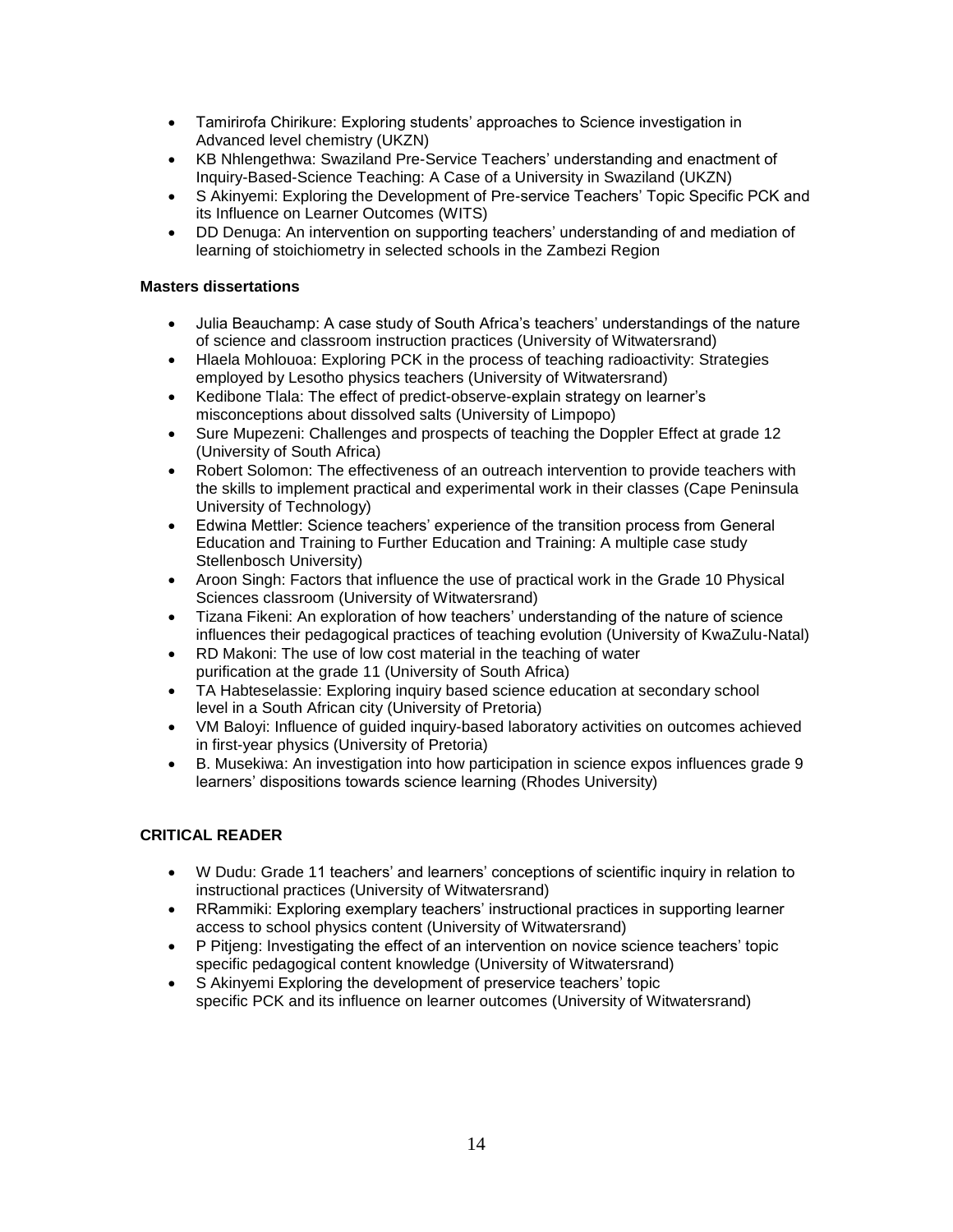- Tamirirofa Chirikure: Exploring students' approaches to Science investigation in Advanced level chemistry (UKZN)
- KB Nhlengethwa: Swaziland Pre-Service Teachers' understanding and enactment of Inquiry-Based-Science Teaching: A Case of a University in Swaziland (UKZN)
- S Akinyemi: Exploring the Development of Pre-service Teachers' Topic Specific PCK and its Influence on Learner Outcomes (WITS)
- DD Denuga: An intervention on supporting teachers' understanding of and mediation of learning of stoichiometry in selected schools in the Zambezi Region

**Masters dissertations**

- Julia Beauchamp: A case study of South Africa's teachers' understandings of the nature of science and classroom instruction practices (University of Witwatersrand)
- Hlaela Mohlouoa: Exploring PCK in the process of teaching radioactivity: Strategies employed by Lesotho physics teachers (University of Witwatersrand)
- Kedibone Tlala: The effect of predict-observe-explain strategy on learner's misconceptions about dissolved salts (University of Limpopo)
- Sure Mupezeni: Challenges and prospects of teaching the Doppler Effect at grade 12 (University of South Africa)
- Robert Solomon: The effectiveness of an outreach intervention to provide teachers with the skills to implement practical and experimental work in their classes (Cape Peninsula University of Technology)
- Edwina Mettler: Science teachers' experience of the transition process from General Education and Training to Further Education and Training: A multiple case study Stellenbosch University)
- Aroon Singh: Factors that influence the use of practical work in the Grade 10 Physical Sciences classroom (University of Witwatersrand)
- Tizana Fikeni: An exploration of how teachers' understanding of the nature of science influences their pedagogical practices of teaching evolution (University of KwaZulu-Natal)
- RD Makoni: The use of low cost material in the teaching of water purification at the grade 11 (University of South Africa)
- TA Habteselassie: Exploring inquiry based science education at secondary school level in a South African city (University of Pretoria)
- VM Baloyi: Influence of guided inquiry-based laboratory activities on outcomes achieved in first-year physics (University of Pretoria)
- B. Musekiwa: An investigation into how participation in science expos influences grade 9 learners' dispositions towards science learning (Rhodes University)

**CRITICAL READER**

- W Dudu: Grade 11 teachers' and learners' conceptions of scientific inquiry in relation to instructional practices (University of Witwatersrand)
- RRammiki: Exploring exemplary teachers' instructional practices in supporting learner access to school physics content (University of Witwatersrand)
- P Pitjeng: Investigating the effect of an intervention on novice science teachers' topic specific pedagogical content knowledge (University of Witwatersrand)
- S Akinyemi Exploring the development of preservice teachers' topic specific PCK and its influence on learner outcomes (University of Witwatersrand)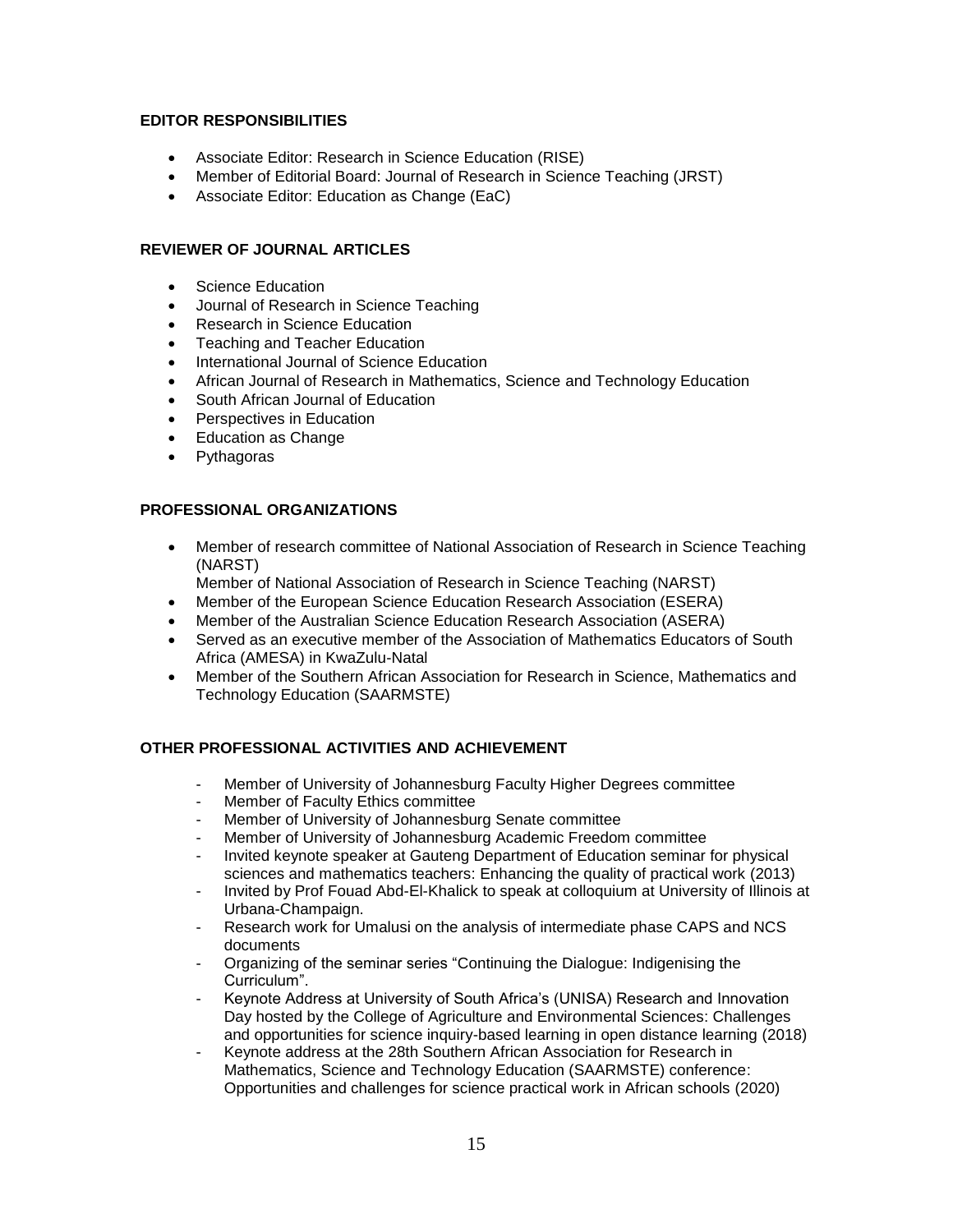## EDITOR RESPONSIBILITIES

- Associate Editor: Research in Science Education (RISE)
- Member of Editorial Board: Journal of Research in Science Teaching (JRST)
- Associate Editor: Education as Change (EaC)

## REVIEWER OF JOURNAL ARTICLES

- Science Education
- Journal of Research in Science Teaching
- Research in Science Education
- Teaching and Teacher Education
- International Journal of Science Education
- African Journal of Research in Mathematics, Science and Technology Education
- South African Journal of Education
- Perspectives in Education
- Education as Change
- Pythagoras

## PROFESSIONAL ORGANIZATIONS

- Member of research committee of National Association of Research in Science Teaching (NARST)
  Member of National Association of Research in Science Teaching (NARST)
- Member of the European Science Education Research Association (ESERA)
- Member of the Australian Science Education Research Association (ASERA)
- Served as an executive member of the Association of Mathematics Educators of South Africa (AMESA) in KwaZulu-Natal
- Member of the Southern African Association for Research in Science, Mathematics and Technology Education (SAARMSTE)

## OTHER PROFESSIONAL ACTIVITIES AND ACHIEVEMENT

- Member of University of Johannesburg Faculty Higher Degrees committee
- Member of Faculty Ethics committee
- Member of University of Johannesburg Senate committee
- Member of University of Johannesburg Academic Freedom committee
- Invited keynote speaker at Gauteng Department of Education seminar for physical sciences and mathematics teachers: Enhancing the quality of practical work (2013)
- Invited by Prof Fouad Abd-El-Khalick to speak at colloquium at University of Illinois at Urbana-Champaign.
- Research work for Umalusi on the analysis of intermediate phase CAPS and NCS documents
- Organizing of the seminar series "Continuing the Dialogue: Indigenising the Curriculum".
- Keynote Address at University of South Africa's (UNISA) Research and Innovation Day hosted by the College of Agriculture and Environmental Sciences: Challenges and opportunities for science inquiry-based learning in open distance learning (2018)
- Keynote address at the 28th Southern African Association for Research in Mathematics, Science and Technology Education (SAARMSTE) conference: Opportunities and challenges for science practical work in African schools (2020)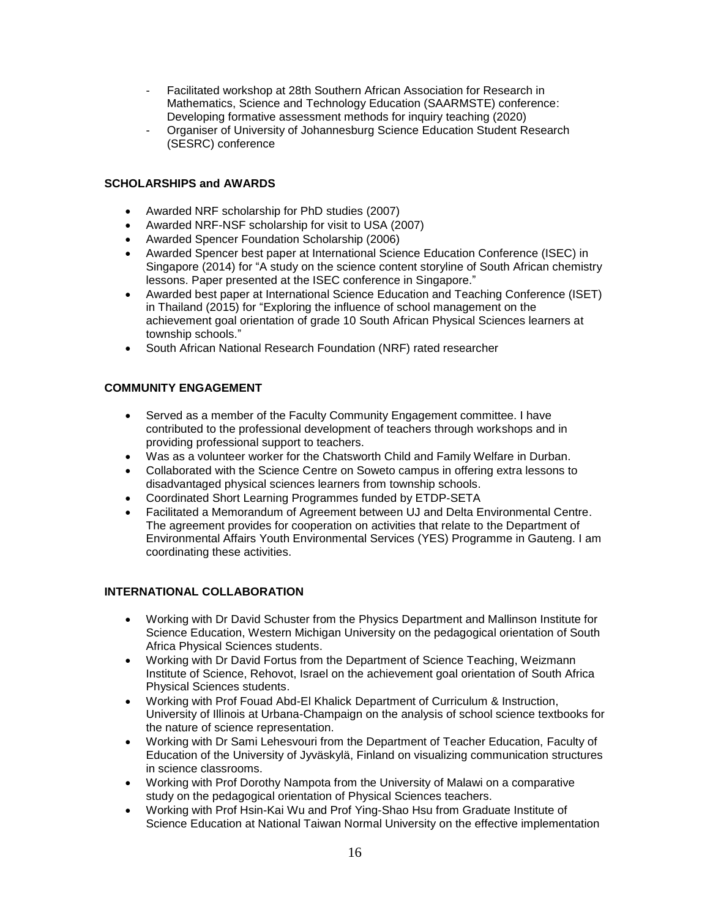- Facilitated workshop at 28th Southern African Association for Research in Mathematics, Science and Technology Education (SAARMSTE) conference: Developing formative assessment methods for inquiry teaching (2020)
- Organiser of University of Johannesburg Science Education Student Research (SESRC) conference

## SCHOLARSHIPS and AWARDS

- Awarded NRF scholarship for PhD studies (2007)
- Awarded NRF-NSF scholarship for visit to USA (2007)
- Awarded Spencer Foundation Scholarship (2006)
- Awarded Spencer best paper at International Science Education Conference (ISEC) in Singapore (2014) for "A study on the science content storyline of South African chemistry lessons. Paper presented at the ISEC conference in Singapore."
- Awarded best paper at International Science Education and Teaching Conference (ISET) in Thailand (2015) for "Exploring the influence of school management on the achievement goal orientation of grade 10 South African Physical Sciences learners at township schools."
- South African National Research Foundation (NRF) rated researcher

## COMMUNITY ENGAGEMENT

- Served as a member of the Faculty Community Engagement committee. I have contributed to the professional development of teachers through workshops and in providing professional support to teachers.
- Was as a volunteer worker for the Chatsworth Child and Family Welfare in Durban.
- Collaborated with the Science Centre on Soweto campus in offering extra lessons to disadvantaged physical sciences learners from township schools.
- Coordinated Short Learning Programmes funded by ETDP-SETA
- Facilitated a Memorandum of Agreement between UJ and Delta Environmental Centre. The agreement provides for cooperation on activities that relate to the Department of Environmental Affairs Youth Environmental Services (YES) Programme in Gauteng. I am coordinating these activities.

## INTERNATIONAL COLLABORATION

- Working with Dr David Schuster from the Physics Department and Mallinson Institute for Science Education, Western Michigan University on the pedagogical orientation of South Africa Physical Sciences students.
- Working with Dr David Fortus from the Department of Science Teaching, Weizmann Institute of Science, Rehovot, Israel on the achievement goal orientation of South Africa Physical Sciences students.
- Working with Prof Fouad Abd-El Khalick Department of Curriculum & Instruction, University of Illinois at Urbana-Champaign on the analysis of school science textbooks for the nature of science representation.
- Working with Dr Sami Lehesvouri from the Department of Teacher Education, Faculty of Education of the University of Jyväskylä, Finland on visualizing communication structures in science classrooms.
- Working with Prof Dorothy Nampota from the University of Malawi on a comparative study on the pedagogical orientation of Physical Sciences teachers.
- Working with Prof Hsin-Kai Wu and Prof Ying-Shao Hsu from Graduate Institute of Science Education at National Taiwan Normal University on the effective implementation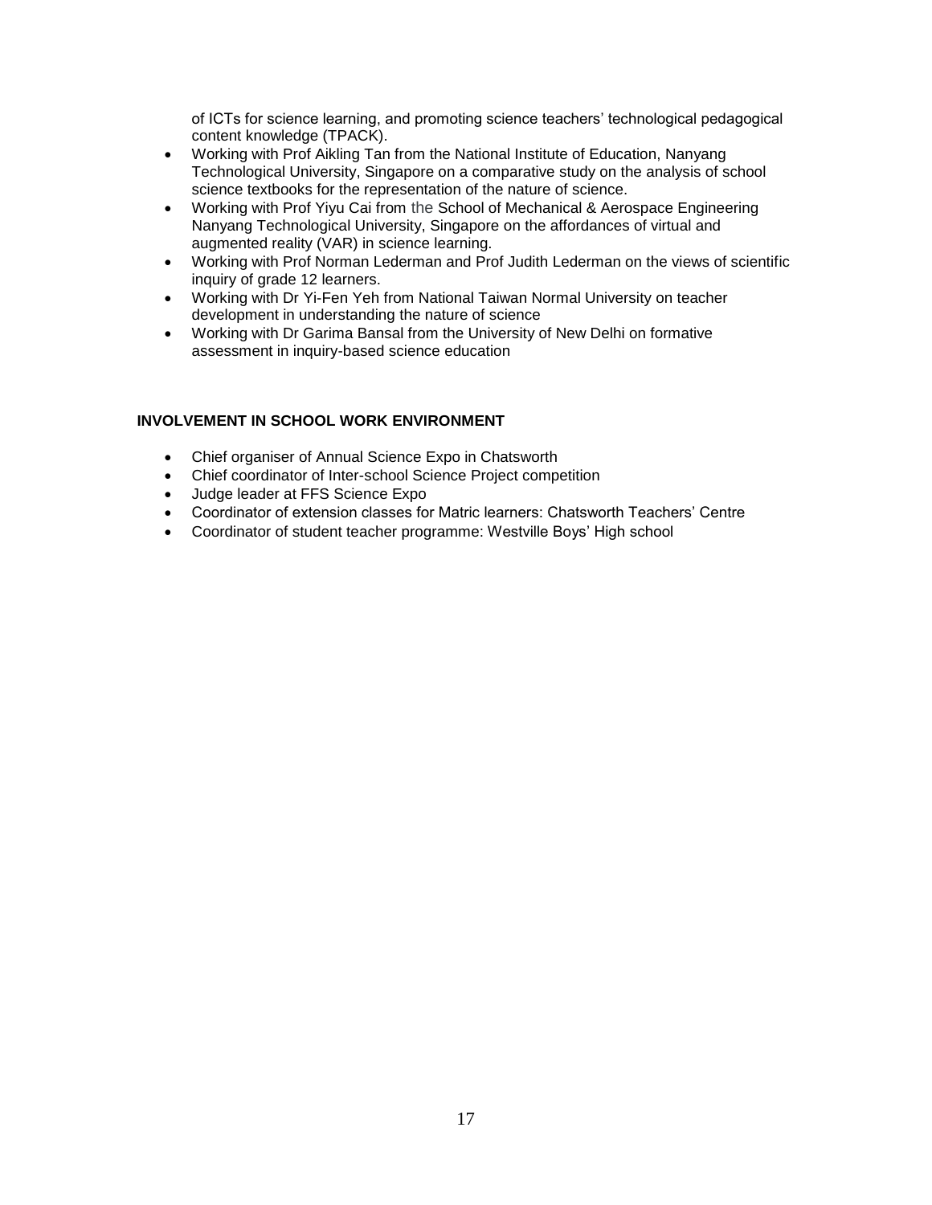of ICTs for science learning, and promoting science teachers' technological pedagogical content knowledge (TPACK).

- Working with Prof Aikling Tan from the National Institute of Education, Nanyang Technological University, Singapore on a comparative study on the analysis of school science textbooks for the representation of the nature of science.
- Working with Prof Yiyu Cai from the School of Mechanical & Aerospace Engineering Nanyang Technological University, Singapore on the affordances of virtual and augmented reality (VAR) in science learning.
- Working with Prof Norman Lederman and Prof Judith Lederman on the views of scientific inquiry of grade 12 learners.
- Working with Dr Yi-Fen Yeh from National Taiwan Normal University on teacher development in understanding the nature of science
- Working with Dr Garima Bansal from the University of New Delhi on formative assessment in inquiry-based science education

**INVOLVEMENT IN SCHOOL WORK ENVIRONMENT**

- Chief organiser of Annual Science Expo in Chatsworth
- Chief coordinator of Inter-school Science Project competition
- Judge leader at FFS Science Expo
- Coordinator of extension classes for Matric learners: Chatsworth Teachers' Centre
- Coordinator of student teacher programme: Westville Boys' High school